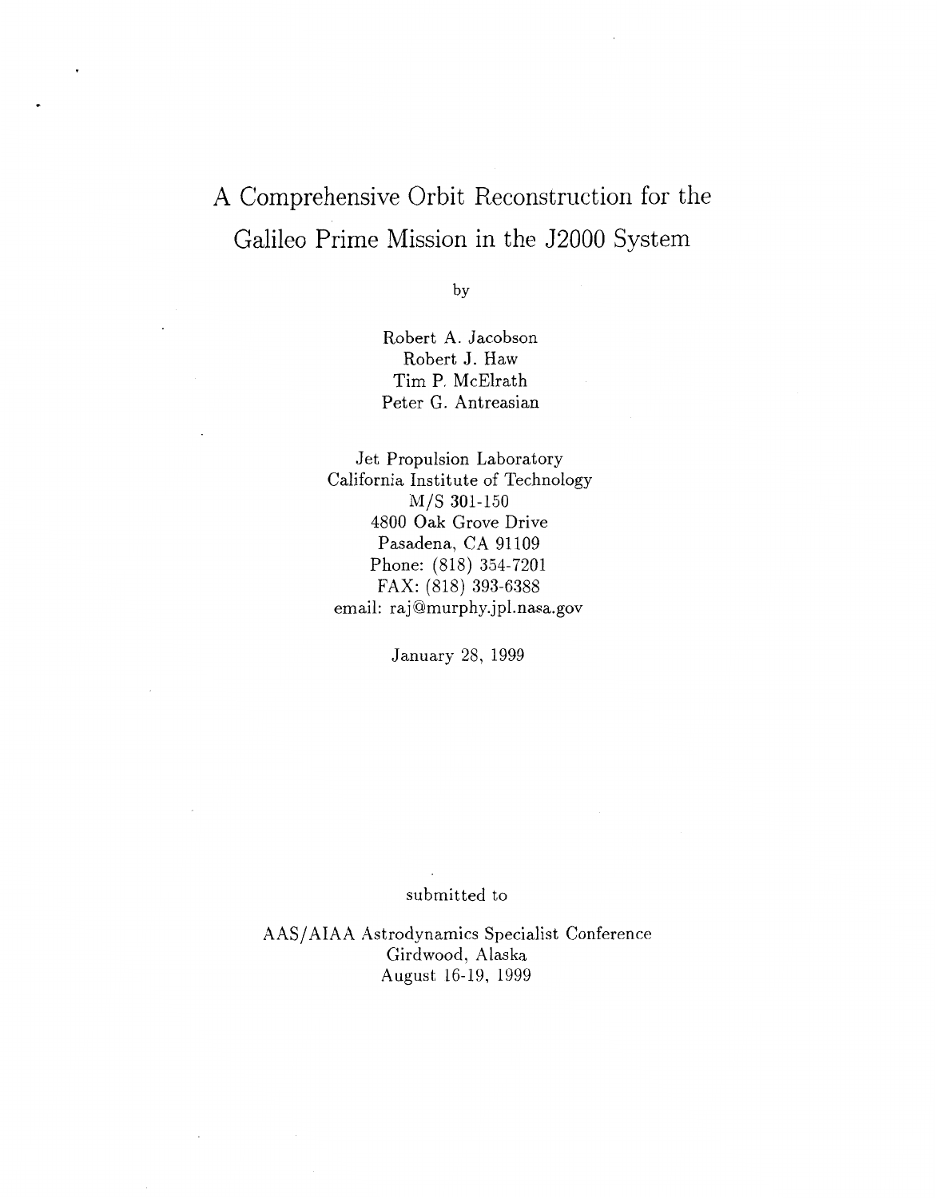# A Comprehensive Orbit Reconstruction for the Galileo Prime Mission in the J2000 System

by

Robert A. Jacobson
Robert J. Haw
Tim P. McElrath
Peter G. Antreasian

Jet Propulsion Laboratory
California Institute of Technology
M/S 301-150
4800 Oak Grove Drive
Pasadena, CA 91109
Phone: (818) 354-7201
FAX: (818) 393-6388
email: raj@murphy.jpl.nasa.gov

January 28, 1999

submitted to

AAS/AIAA Astrodynamics Specialist Conference
Girdwood, Alaska
August 16-19, 1999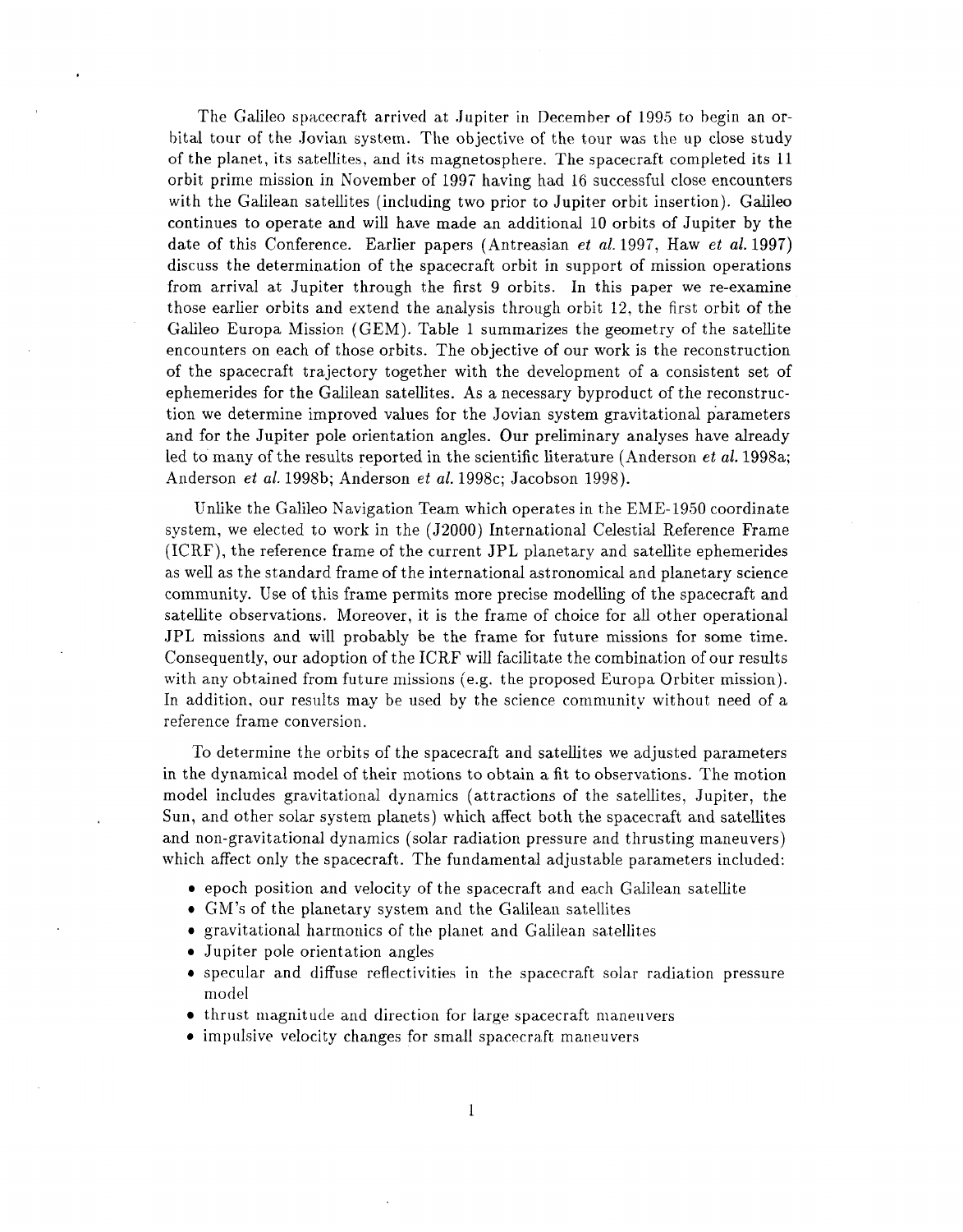The Galileo spacecraft arrived at Jupiter in December of 1995 to begin an orbital tour of the Jovian system. The objective of the tour was the up close study of the planet, its satellites, and its magnetosphere. The spacecraft completed its 11 orbit prime mission in November of 1997 having had 16 successful close encounters with the Galilean satellites (including two prior to Jupiter orbit insertion). Galileo continues to operate and will have made an additional 10 orbits of Jupiter by the date of this Conference. Earlier papers (Antreasian *et al.* 1997, Haw *et al.* 1997) discuss the determination of the spacecraft orbit in support of mission operations from arrival at Jupiter through the first 9 orbits. In this paper we re-examine those earlier orbits and extend the analysis through orbit 12, the first orbit of the Galileo Europa Mission (GEM). Table 1 summarizes the geometry of the satellite encounters on each of those orbits. The objective of our work is the reconstruction of the spacecraft trajectory together with the development of a consistent set of ephemerides for the Galilean satellites. As a necessary byproduct of the reconstruction we determine improved values for the Jovian system gravitational parameters and for the Jupiter pole orientation angles. Our preliminary analyses have already led to many of the results reported in the scientific literature (Anderson *et al.* 1998a; Anderson *et al.* 1998b; Anderson *et al.* 1998c; Jacobson 1998).

Unlike the Galileo Navigation Team which operates in the EME-1950 coordinate system, we elected to work in the (J2000) International Celestial Reference Frame (ICRF), the reference frame of the current JPL planetary and satellite ephemerides as well as the standard frame of the international astronomical and planetary science community. Use of this frame permits more precise modelling of the spacecraft and satellite observations. Moreover, it is the frame of choice for all other operational JPL missions and will probably be the frame for future missions for some time. Consequently, our adoption of the ICRF will facilitate the combination of our results with any obtained from future missions (e.g. the proposed Europa Orbiter mission). In addition, our results may be used by the science community without need of a reference frame conversion.

To determine the orbits of the spacecraft and satellites we adjusted parameters in the dynamical model of their motions to obtain a fit to observations. The motion model includes gravitational dynamics (attractions of the satellites, Jupiter, the Sun, and other solar system planets) which affect both the spacecraft and satellites and non-gravitational dynamics (solar radiation pressure and thrusting maneuvers) which affect only the spacecraft. The fundamental adjustable parameters included:

- epoch position and velocity of the spacecraft and each Galilean satellite
- GM's of the planetary system and the Galilean satellites
- gravitational harmonics of the planet and Galilean satellites
- Jupiter pole orientation angles
- specular and diffuse reflectivities in the spacecraft solar radiation pressure model
- thrust magnitude and direction for large spacecraft maneuvers
- impulsive velocity changes for small spacecraft maneuvers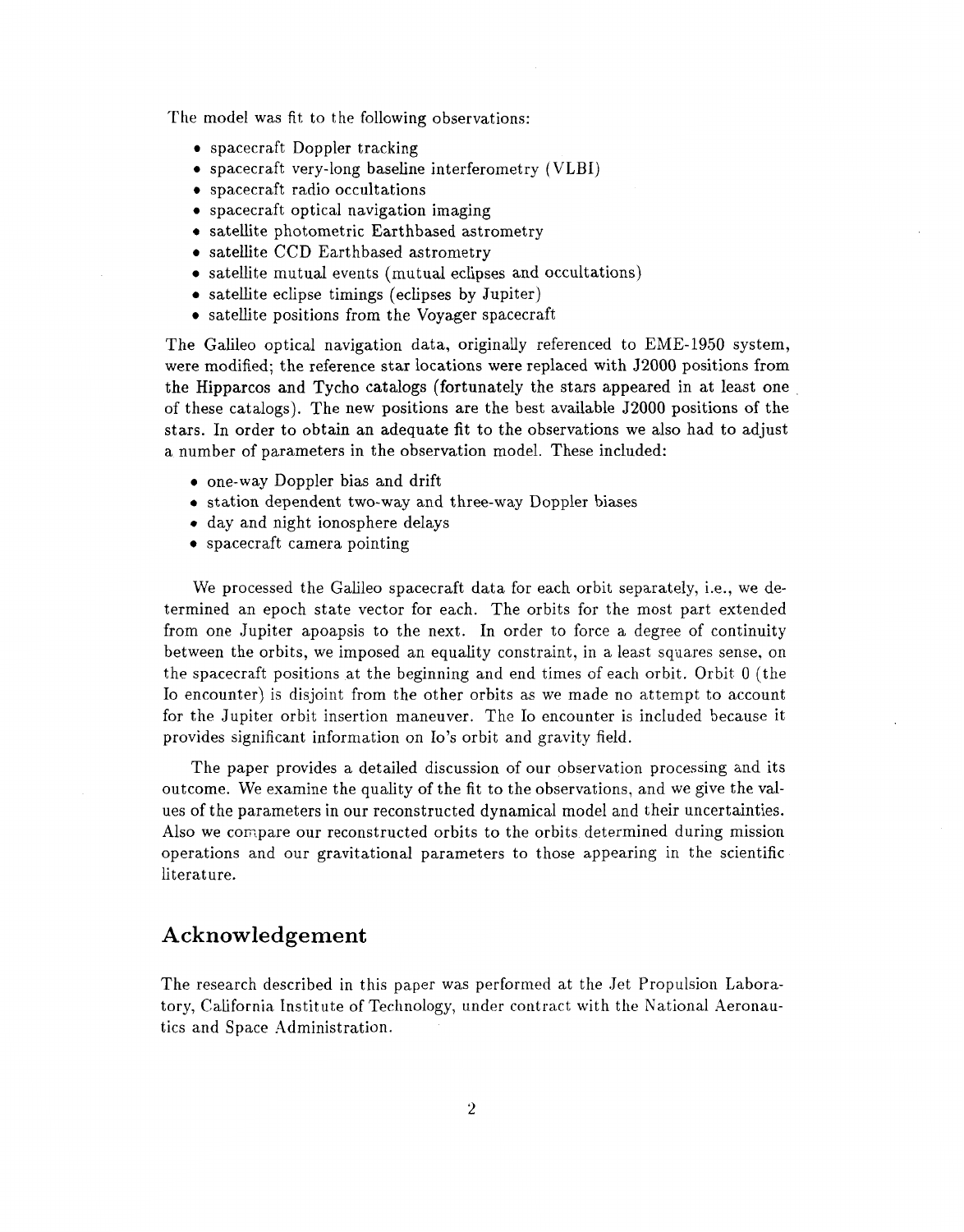The model was fit to the following observations:

- spacecraft Doppler tracking
- spacecraft very-long baseline interferometry (VLBI)
- spacecraft radio occultations
- spacecraft optical navigation imaging
- satellite photometric Earthbased astrometry
- satellite CCD Earthbased astrometry
- satellite mutual events (mutual eclipses and occultations)
- satellite eclipse timings (eclipses by Jupiter)
- satellite positions from the Voyager spacecraft

The Galileo optical navigation data, originally referenced to EME-1950 system, were modified; the reference star locations were replaced with J2000 positions from the Hipparcos and Tycho catalogs (fortunately the stars appeared in at least one of these catalogs). The new positions are the best available J2000 positions of the stars. In order to obtain an adequate fit to the observations we also had to adjust a number of parameters in the observation model. These included:

- one-way Doppler bias and drift
- station dependent two-way and three-way Doppler biases
- day and night ionosphere delays
- spacecraft camera pointing

We processed the Galileo spacecraft data for each orbit separately, i.e., we determined an epoch state vector for each. The orbits for the most part extended from one Jupiter apoapsis to the next. In order to force a degree of continuity between the orbits, we imposed an equality constraint, in a least squares sense, on the spacecraft positions at the beginning and end times of each orbit. Orbit 0 (the Io encounter) is disjoint from the other orbits as we made no attempt to account for the Jupiter orbit insertion maneuver. The Io encounter is included because it provides significant information on Io's orbit and gravity field.

The paper provides a detailed discussion of our observation processing and its outcome. We examine the quality of the fit to the observations, and we give the values of the parameters in our reconstructed dynamical model and their uncertainties. Also we compare our reconstructed orbits to the orbits determined during mission operations and our gravitational parameters to those appearing in the scientific literature.

## Acknowledgement

The research described in this paper was performed at the Jet Propulsion Laboratory, California Institute of Technology, under contract with the National Aeronautics and Space Administration.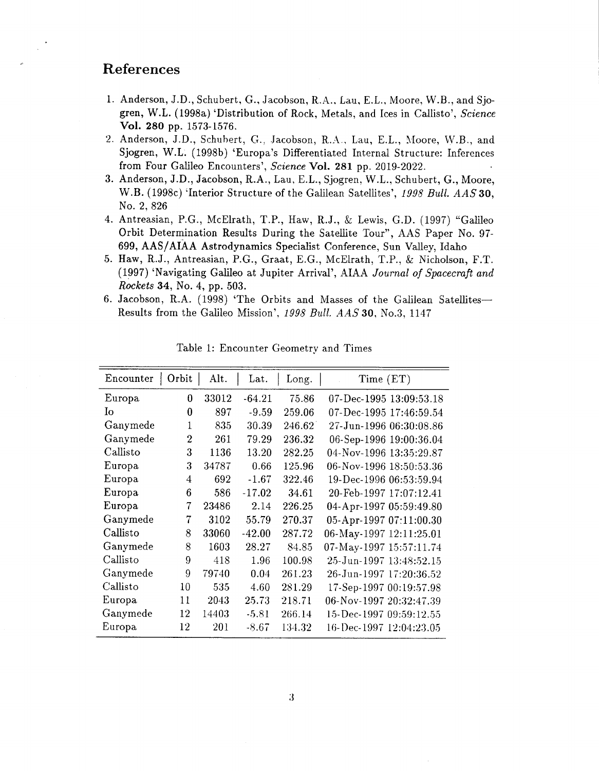# References

1. Anderson, J.D., Schubert, G., Jacobson, R.A., Lau, E.L., Moore, W.B., and Sjogren, W.L. (1998a) 'Distribution of Rock, Metals, and Ices in Callisto', *Science* **Vol. 280** pp. 1573-1576.
2. Anderson, J.D., Schubert, G., Jacobson, R.A., Lau, E.L., Moore, W.B., and Sjogren, W.L. (1998b) 'Europa's Differentiated Internal Structure: Inferences from Four Galileo Encounters', *Science* **Vol. 281** pp. 2019-2022.
3. Anderson, J.D., Jacobson, R.A., Lau, E.L., Sjogren, W.L., Schubert, G., Moore, W.B. (1998c) 'Interior Structure of the Galilean Satellites', *1998 Bull. AAS* **30**, No. 2, 826
4. Antreasian, P.G., McElrath, T.P., Haw, R.J., & Lewis, G.D. (1997) "Galileo Orbit Determination Results During the Satellite Tour", AAS Paper No. 97-699, AAS/AIAA Astrodynamics Specialist Conference, Sun Valley, Idaho
5. Haw, R.J., Antreasian, P.G., Graat, E.G., McElrath, T.P., & Nicholson, F.T. (1997) 'Navigating Galileo at Jupiter Arrival', AIAA *Journal of Spacecraft and Rockets* **34**, No. 4, pp. 503.
6. Jacobson, R.A. (1998) 'The Orbits and Masses of the Galilean Satellites—Results from the Galileo Mission', *1998 Bull. AAS* **30**, No.3, 1147

Table 1: Encounter Geometry and Times

| Encounter | Orbit | Alt. | Lat. | Long. | Time (ET) |
|---|---|---|---|---|---|
| Europa | 0 | 33012 | -64.21 | 75.86 | 07-Dec-1995 13:09:53.18 |
| Io | 0 | 897 | -9.59 | 259.06 | 07-Dec-1995 17:46:59.54 |
| Ganymede | 1 | 835 | 30.39 | 246.62 | 27-Jun-1996 06:30:08.86 |
| Ganymede | 2 | 261 | 79.29 | 236.32 | 06-Sep-1996 19:00:36.04 |
| Callisto | 3 | 1136 | 13.20 | 282.25 | 04-Nov-1996 13:35:29.87 |
| Europa | 3 | 34787 | 0.66 | 125.96 | 06-Nov-1996 18:50:53.36 |
| Europa | 4 | 692 | -1.67 | 322.46 | 19-Dec-1996 06:53:59.94 |
| Europa | 6 | 586 | -17.02 | 34.61 | 20-Feb-1997 17:07:12.41 |
| Europa | 7 | 23486 | 2.14 | 226.25 | 04-Apr-1997 05:59:49.80 |
| Ganymede | 7 | 3102 | 55.79 | 270.37 | 05-Apr-1997 07:11:00.30 |
| Callisto | 8 | 33060 | -42.00 | 287.72 | 06-May-1997 12:11:25.01 |
| Ganymede | 8 | 1603 | 28.27 | 84.85 | 07-May-1997 15:57:11.74 |
| Callisto | 9 | 418 | 1.96 | 100.98 | 25-Jun-1997 13:48:52.15 |
| Ganymede | 9 | 79740 | 0.04 | 261.23 | 26-Jun-1997 17:20:36.52 |
| Callisto | 10 | 535 | 4.60 | 281.29 | 17-Sep-1997 00:19:57.98 |
| Europa | 11 | 2043 | 25.73 | 218.71 | 06-Nov-1997 20:32:47.39 |
| Ganymede | 12 | 14403 | -5.81 | 266.14 | 15-Dec-1997 09:59:12.55 |
| Europa | 12 | 201 | -8.67 | 134.32 | 16-Dec-1997 12:04:23.05 |